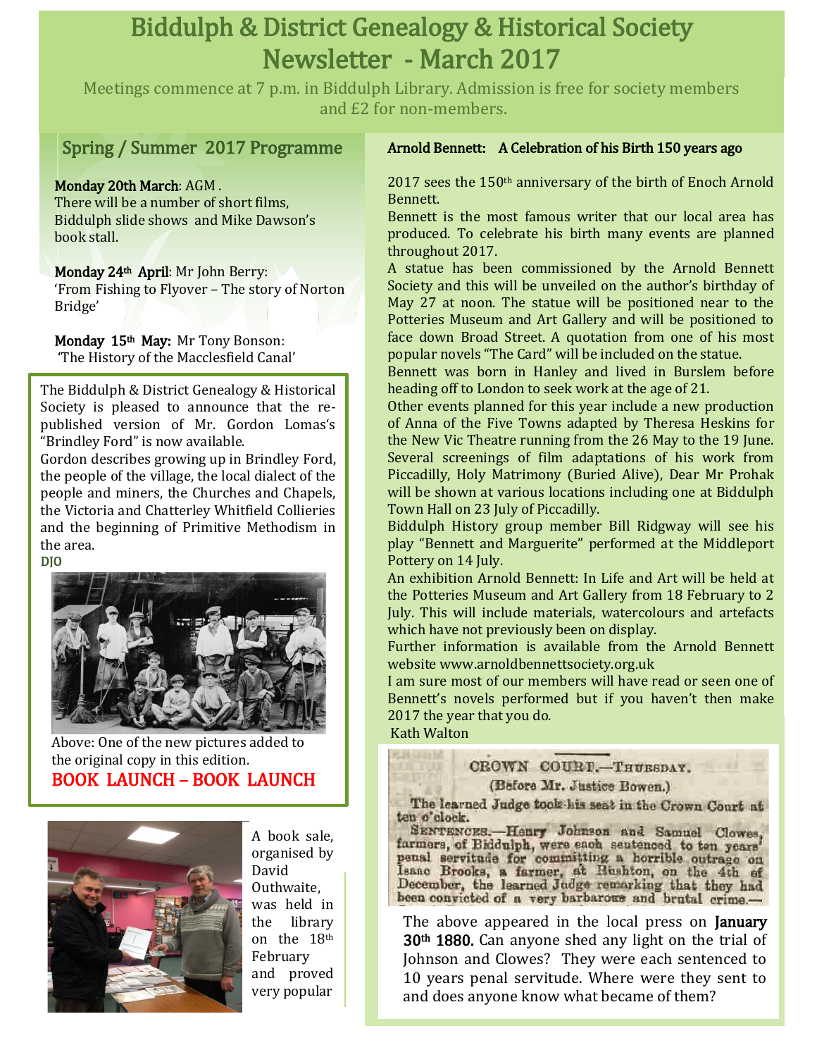# Biddulph & District Genealogy & Historical Society Newsletter - March 2017

Meetings commence at 7 p.m. in Biddulph Library. Admission is free for society members and £2 for non-members.

## Spring / Summer 2017 Programme

**Monday 20th March**: AGM .
There will be a number of short films, Biddulph slide shows and Mike Dawson's book stall.

**Monday 24th April**: Mr John Berry:
'From Fishing to Flyover – The story of Norton Bridge'

**Monday 15th May:** Mr Tony Bonson:
'The History of the Macclesfield Canal'

The Biddulph & District Genealogy & Historical Society is pleased to announce that the re-published version of Mr. Gordon Lomas's "Brindley Ford" is now available.
Gordon describes growing up in Brindley Ford, the people of the village, the local dialect of the people and miners, the Churches and Chapels, the Victoria and Chatterley Whitfield Collieries and the beginning of Primitive Methodism in the area.
DJO

Above: One of the new pictures added to the original copy in this edition.

BOOK LAUNCH – BOOK LAUNCH

A book sale, organised by David Outhwaite, was held in the library on the 18th February and proved very popular

## Arnold Bennett: A Celebration of his Birth 150 years ago

2017 sees the 150th anniversary of the birth of Enoch Arnold Bennett.
Bennett is the most famous writer that our local area has produced. To celebrate his birth many events are planned throughout 2017.
A statue has been commissioned by the Arnold Bennett Society and this will be unveiled on the author's birthday of May 27 at noon. The statue will be positioned near to the Potteries Museum and Art Gallery and will be positioned to face down Broad Street. A quotation from one of his most popular novels "The Card" will be included on the statue.
Bennett was born in Hanley and lived in Burslem before heading off to London to seek work at the age of 21.
Other events planned for this year include a new production of Anna of the Five Towns adapted by Theresa Heskins for the New Vic Theatre running from the 26 May to the 19 June. Several screenings of film adaptations of his work from Piccadilly, Holy Matrimony (Buried Alive), Dear Mr Prohak will be shown at various locations including one at Biddulph Town Hall on 23 July of Piccadilly.
Biddulph History group member Bill Ridgway will see his play "Bennett and Marguerite" performed at the Middleport Pottery on 14 July.
An exhibition Arnold Bennett: In Life and Art will be held at the Potteries Museum and Art Gallery from 18 February to 2 July. This will include materials, watercolours and artefacts which have not previously been on display.
Further information is available from the Arnold Bennett website www.arnoldbennettsociety.org.uk
I am sure most of our members will have read or seen one of Bennett's novels performed but if you haven't then make 2017 the year that you do.
Kath Walton

CROWN COURT.—THURSDAY.
(Before Mr. Justice Bowen.)
The learned Judge took his seat in the Crown Court at ten o'clock.
SENTENCES.—Henry Johnson and Samuel Clowes, farmers, of Biddulph, were each sentenced to ten years' penal servitude for committing a horrible outrage on Isaac Brooks, a farmer, at Rushton, on the 4th of December, the learned Judge remarking that they had been convicted of a very barbarous and brutal crime.—

The above appeared in the local press on **January 30th 1880.** Can anyone shed any light on the trial of Johnson and Clowes? They were each sentenced to 10 years penal servitude. Where were they sent to and does anyone know what became of them?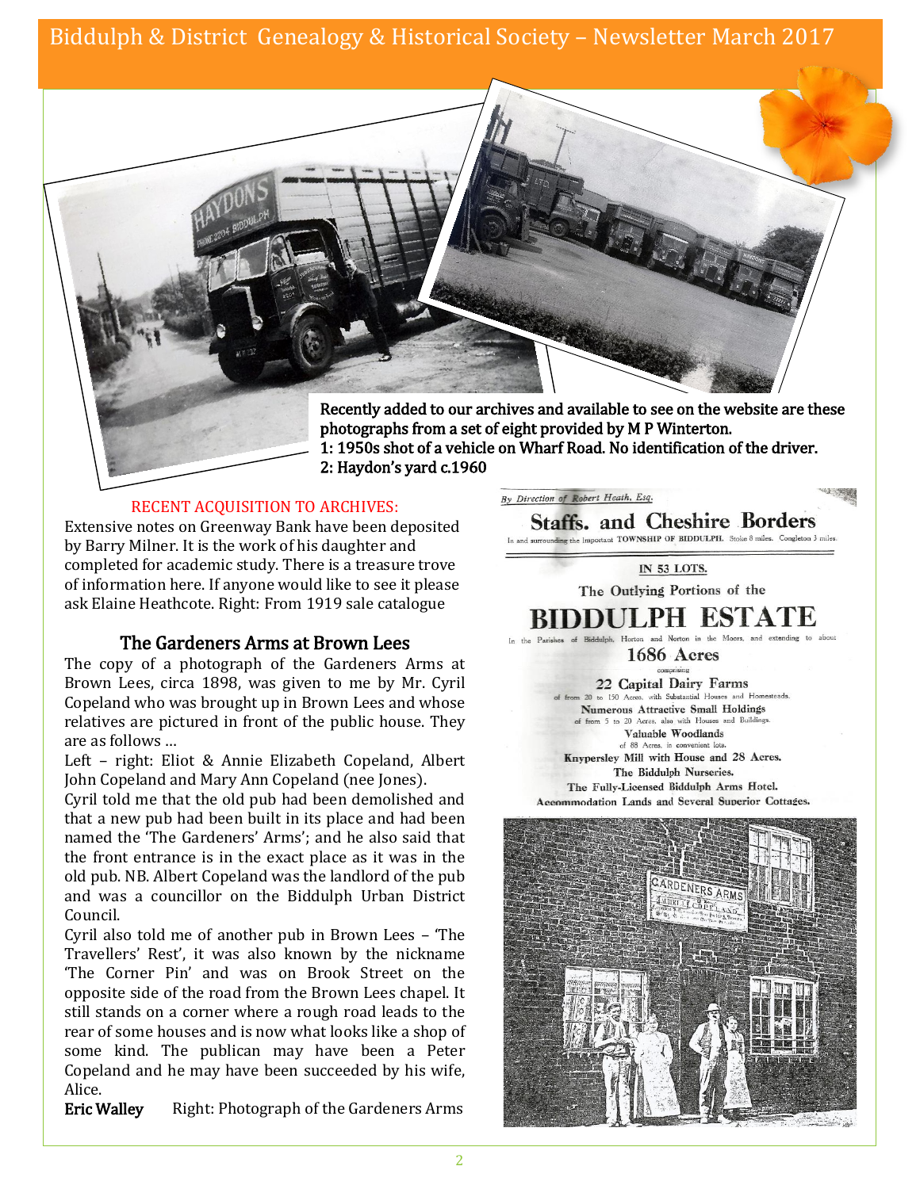Recently added to our archives and available to see on the website are these photographs from a set of eight provided by M P Winterton.
1: 1950s shot of a vehicle on Wharf Road. No identification of the driver.
2: Haydon's yard c.1960

RECENT ACQUISITION TO ARCHIVES:

Extensive notes on Greenway Bank have been deposited by Barry Milner. It is the work of his daughter and completed for academic study. There is a treasure trove of information here. If anyone would like to see it please ask Elaine Heathcote. Right: From 1919 sale catalogue

By Direction of Robert Heath, Esq.

**Staffs. and Cheshire Borders**

In and surrounding the Important TOWNSHIP OF BIDDULPH. Stoke 8 miles. Congleton 3 miles.

IN 53 LOTS.

The Outlying Portions of the

**BIDDULPH ESTATE**

In the Parishes of Biddulph, Horton and Norton in the Moors, and extending to about

**1686 Acres**

comprising

**22 Capital Dairy Farms**

of from 20 to 150 Acres, with Substantial Houses and Homesteads.

**Numerous Attractive Small Holdings**

of from 5 to 20 Acres, also with Houses and Buildings.

**Valuable Woodlands**

of 88 Acres, in convenient lots.

**Knypersley Mill with House and 28 Acres.**

**The Biddulph Nurseries.**

**The Fully-Licensed Biddulph Arms Hotel.**

**Accommodation Lands and Several Superior Cottages.**

## The Gardeners Arms at Brown Lees

The copy of a photograph of the Gardeners Arms at Brown Lees, circa 1898, was given to me by Mr. Cyril Copeland who was brought up in Brown Lees and whose relatives are pictured in front of the public house. They are as follows …

Left – right: Eliot & Annie Elizabeth Copeland, Albert John Copeland and Mary Ann Copeland (nee Jones).

Cyril told me that the old pub had been demolished and that a new pub had been built in its place and had been named the 'The Gardeners' Arms'; and he also said that the front entrance is in the exact place as it was in the old pub. NB. Albert Copeland was the landlord of the pub and was a councillor on the Biddulph Urban District Council.

Cyril also told me of another pub in Brown Lees – 'The Travellers' Rest', it was also known by the nickname 'The Corner Pin' and was on Brook Street on the opposite side of the road from the Brown Lees chapel. It still stands on a corner where a rough road leads to the rear of some houses and is now what looks like a shop of some kind. The publican may have been a Peter Copeland and he may have been succeeded by his wife, Alice.

**Eric Walley**

Right: Photograph of the Gardeners Arms